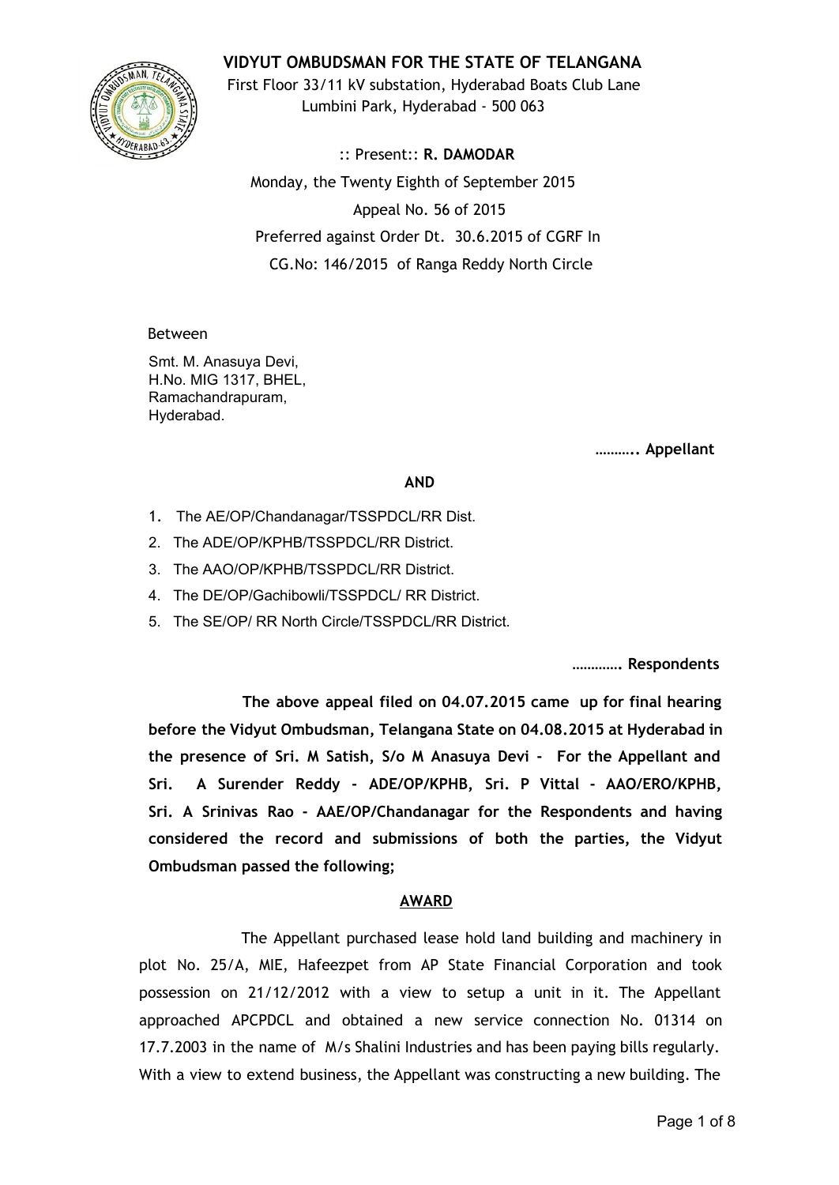# VIDYUT OMBUDSMAN FOR THE STATE OF TELANGANA

First Floor 33/11 kV substation, Hyderabad Boats Club Lane
Lumbini Park, Hyderabad - 500 063

:: Present:: **R. DAMODAR**

Monday, the Twenty Eighth of September 2015

Appeal No. 56 of 2015

Preferred against Order Dt. 30.6.2015 of CGRF In
CG.No: 146/2015 of Ranga Reddy North Circle

Between

Smt. M. Anasuya Devi,
H.No. MIG 1317, BHEL,
Ramachandrapuram,
Hyderabad.

……….. **Appellant**

**AND**

1. The AE/OP/Chandanagar/TSSPDCL/RR Dist.
2. The ADE/OP/KPHB/TSSPDCL/RR District.
3. The AAO/OP/KPHB/TSSPDCL/RR District.
4. The DE/OP/Gachibowli/TSSPDCL/ RR District.
5. The SE/OP/ RR North Circle/TSSPDCL/RR District.

…………. **Respondents**

**The above appeal filed on 04.07.2015 came up for final hearing before the Vidyut Ombudsman, Telangana State on 04.08.2015 at Hyderabad in the presence of Sri. M Satish, S/o M Anasuya Devi - For the Appellant and Sri. A Surender Reddy - ADE/OP/KPHB, Sri. P Vittal - AAO/ERO/KPHB, Sri. A Srinivas Rao - AAE/OP/Chandanagar for the Respondents and having considered the record and submissions of both the parties, the Vidyut Ombudsman passed the following;**

## AWARD

The Appellant purchased lease hold land building and machinery in plot No. 25/A, MIE, Hafeezpet from AP State Financial Corporation and took possession on 21/12/2012 with a view to setup a unit in it. The Appellant approached APCPDCL and obtained a new service connection No. 01314 on 17.7.2003 in the name of M/s Shalini Industries and has been paying bills regularly. With a view to extend business, the Appellant was constructing a new building. The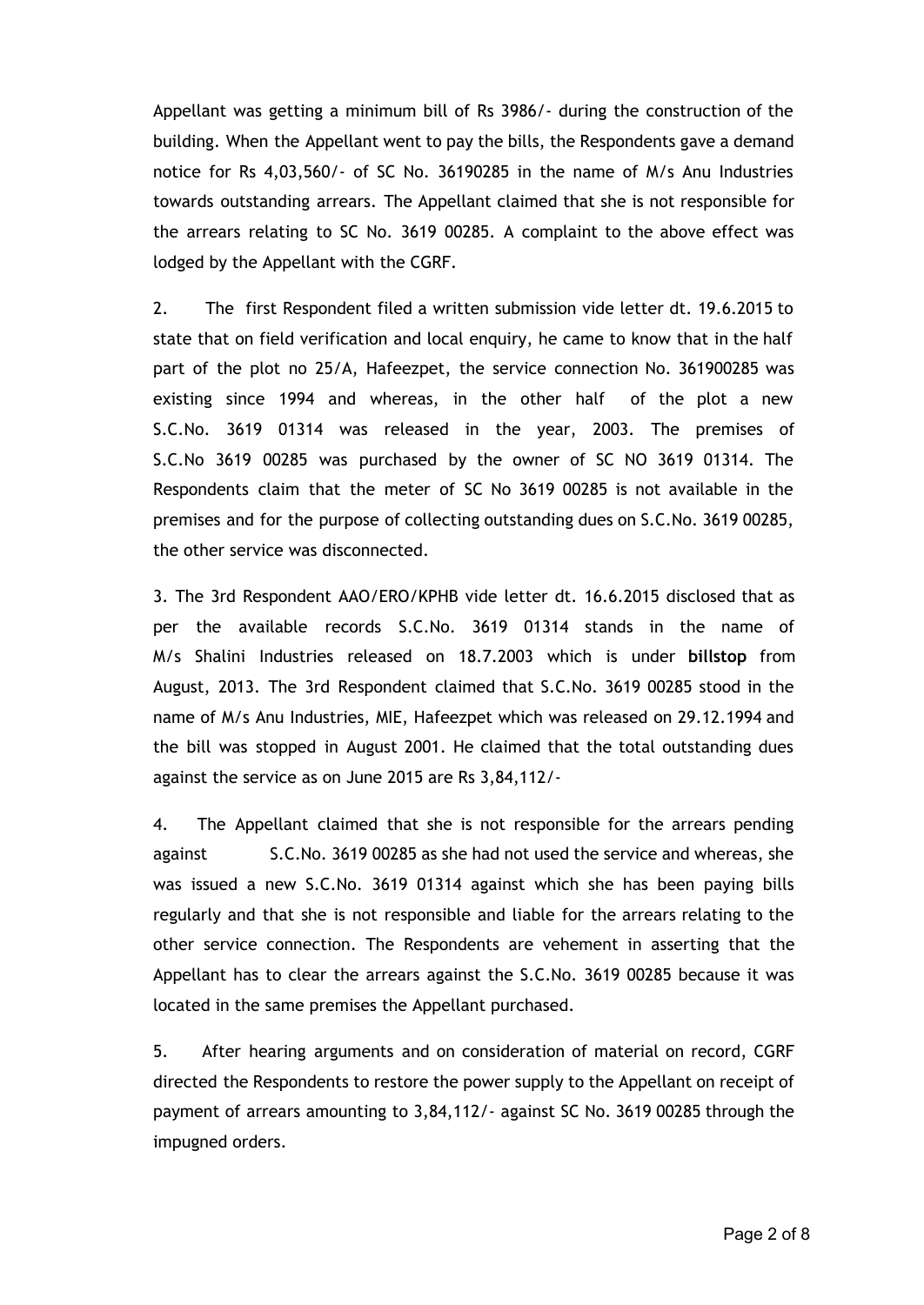Appellant was getting a minimum bill of Rs 3986/- during the construction of the building. When the Appellant went to pay the bills, the Respondents gave a demand notice for Rs 4,03,560/- of SC No. 36190285 in the name of M/s Anu Industries towards outstanding arrears. The Appellant claimed that she is not responsible for the arrears relating to SC No. 3619 00285. A complaint to the above effect was lodged by the Appellant with the CGRF.

2. The first Respondent filed a written submission vide letter dt. 19.6.2015 to state that on field verification and local enquiry, he came to know that in the half part of the plot no 25/A, Hafeezpet, the service connection No. 361900285 was existing since 1994 and whereas, in the other half of the plot a new S.C.No. 3619 01314 was released in the year, 2003. The premises of S.C.No 3619 00285 was purchased by the owner of SC NO 3619 01314. The Respondents claim that the meter of SC No 3619 00285 is not available in the premises and for the purpose of collecting outstanding dues on S.C.No. 3619 00285, the other service was disconnected.

3. The 3rd Respondent AAO/ERO/KPHB vide letter dt. 16.6.2015 disclosed that as per the available records S.C.No. 3619 01314 stands in the name of M/s Shalini Industries released on 18.7.2003 which is under **billstop** from August, 2013. The 3rd Respondent claimed that S.C.No. 3619 00285 stood in the name of M/s Anu Industries, MIE, Hafeezpet which was released on 29.12.1994 and the bill was stopped in August 2001. He claimed that the total outstanding dues against the service as on June 2015 are Rs 3,84,112/-

4. The Appellant claimed that she is not responsible for the arrears pending against S.C.No. 3619 00285 as she had not used the service and whereas, she was issued a new S.C.No. 3619 01314 against which she has been paying bills regularly and that she is not responsible and liable for the arrears relating to the other service connection. The Respondents are vehement in asserting that the Appellant has to clear the arrears against the S.C.No. 3619 00285 because it was located in the same premises the Appellant purchased.

5. After hearing arguments and on consideration of material on record, CGRF directed the Respondents to restore the power supply to the Appellant on receipt of payment of arrears amounting to 3,84,112/- against SC No. 3619 00285 through the impugned orders.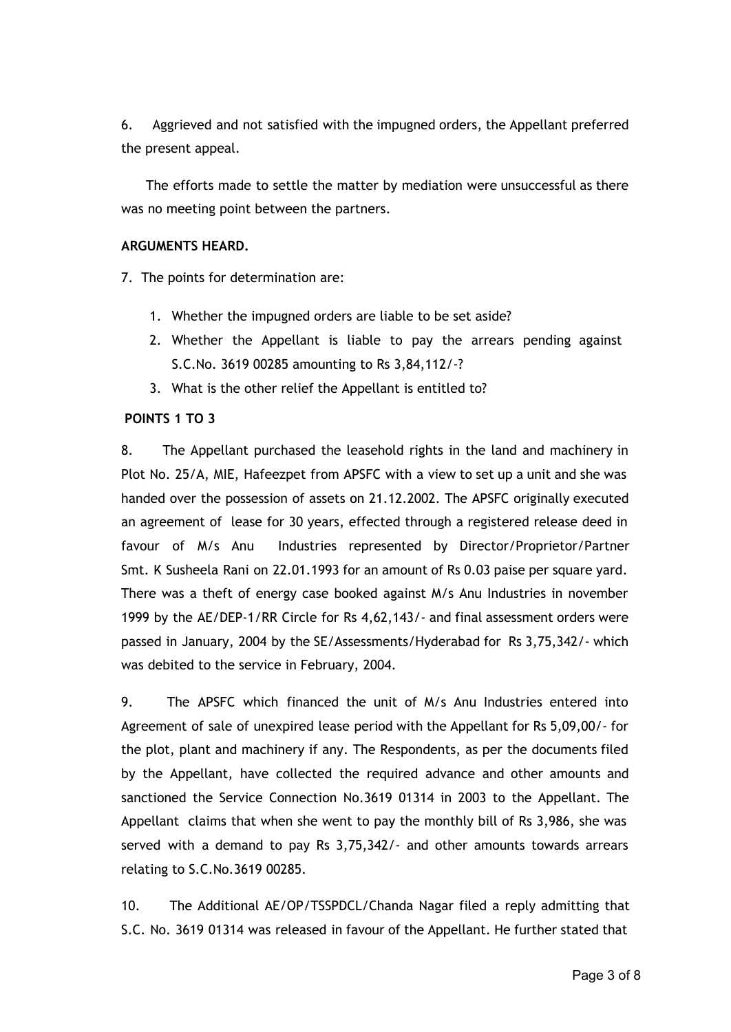6. Aggrieved and not satisfied with the impugned orders, the Appellant preferred the present appeal.

The efforts made to settle the matter by mediation were unsuccessful as there was no meeting point between the partners.

**ARGUMENTS HEARD.**

7. The points for determination are:

  1. Whether the impugned orders are liable to be set aside?
  2. Whether the Appellant is liable to pay the arrears pending against S.C.No. 3619 00285 amounting to Rs 3,84,112/-?
  3. What is the other relief the Appellant is entitled to?

**POINTS 1 TO 3**

8. The Appellant purchased the leasehold rights in the land and machinery in Plot No. 25/A, MIE, Hafeezpet from APSFC with a view to set up a unit and she was handed over the possession of assets on 21.12.2002. The APSFC originally executed an agreement of lease for 30 years, effected through a registered release deed in favour of M/s Anu Industries represented by Director/Proprietor/Partner Smt. K Susheela Rani on 22.01.1993 for an amount of Rs 0.03 paise per square yard. There was a theft of energy case booked against M/s Anu Industries in november 1999 by the AE/DEP-1/RR Circle for Rs 4,62,143/- and final assessment orders were passed in January, 2004 by the SE/Assessments/Hyderabad for Rs 3,75,342/- which was debited to the service in February, 2004.

9. The APSFC which financed the unit of M/s Anu Industries entered into Agreement of sale of unexpired lease period with the Appellant for Rs 5,09,00/- for the plot, plant and machinery if any. The Respondents, as per the documents filed by the Appellant, have collected the required advance and other amounts and sanctioned the Service Connection No.3619 01314 in 2003 to the Appellant. The Appellant claims that when she went to pay the monthly bill of Rs 3,986, she was served with a demand to pay Rs 3,75,342/- and other amounts towards arrears relating to S.C.No.3619 00285.

10. The Additional AE/OP/TSSPDCL/Chanda Nagar filed a reply admitting that S.C. No. 3619 01314 was released in favour of the Appellant. He further stated that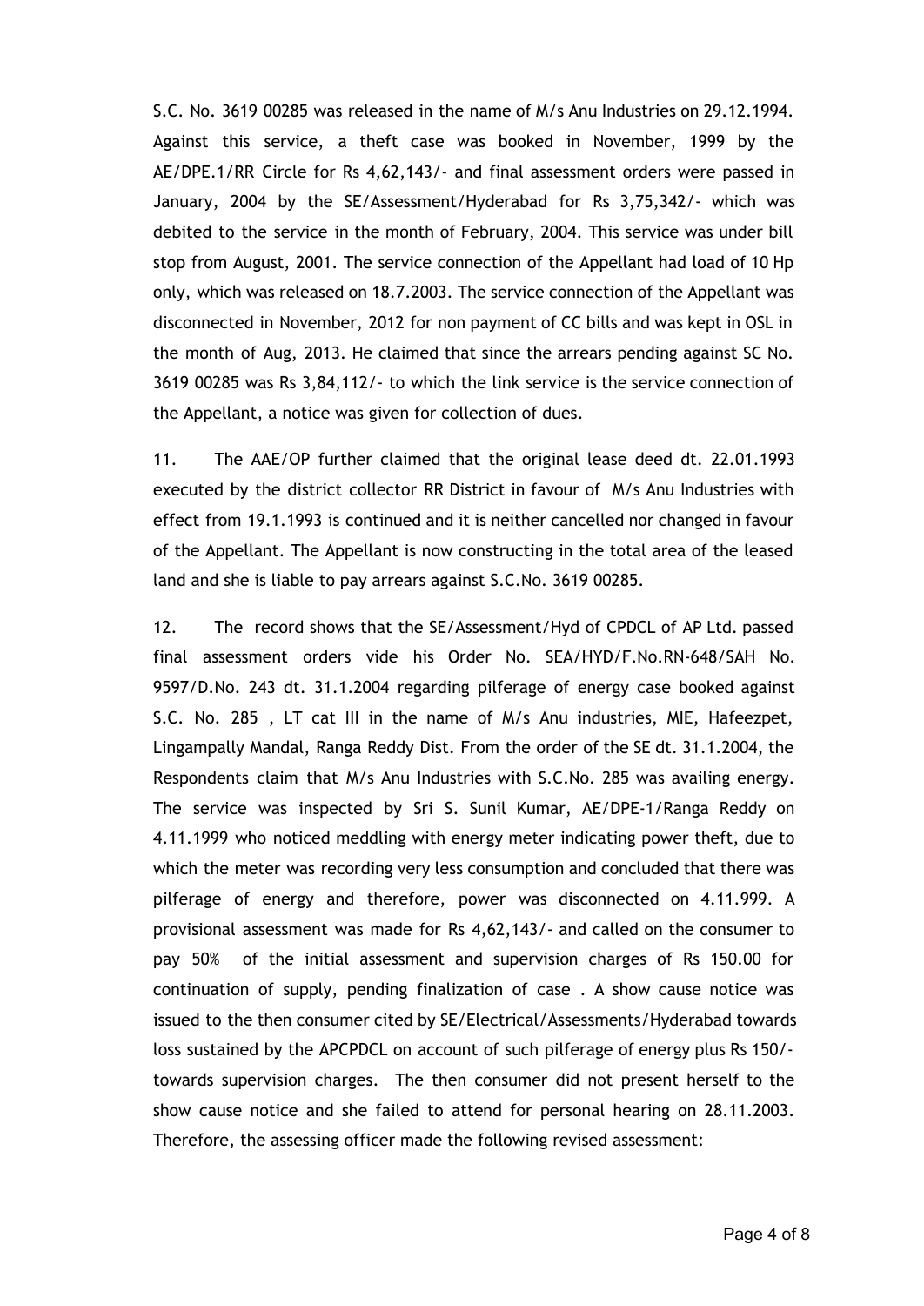S.C. No. 3619 00285 was released in the name of M/s Anu Industries on 29.12.1994. Against this service, a theft case was booked in November, 1999 by the AE/DPE.1/RR Circle for Rs 4,62,143/- and final assessment orders were passed in January, 2004 by the SE/Assessment/Hyderabad for Rs 3,75,342/- which was debited to the service in the month of February, 2004. This service was under bill stop from August, 2001. The service connection of the Appellant had load of 10 Hp only, which was released on 18.7.2003. The service connection of the Appellant was disconnected in November, 2012 for non payment of CC bills and was kept in OSL in the month of Aug, 2013. He claimed that since the arrears pending against SC No. 3619 00285 was Rs 3,84,112/- to which the link service is the service connection of the Appellant, a notice was given for collection of dues.

11. The AAE/OP further claimed that the original lease deed dt. 22.01.1993 executed by the district collector RR District in favour of M/s Anu Industries with effect from 19.1.1993 is continued and it is neither cancelled nor changed in favour of the Appellant. The Appellant is now constructing in the total area of the leased land and she is liable to pay arrears against S.C.No. 3619 00285.

12. The record shows that the SE/Assessment/Hyd of CPDCL of AP Ltd. passed final assessment orders vide his Order No. SEA/HYD/F.No.RN-648/SAH No. 9597/D.No. 243 dt. 31.1.2004 regarding pilferage of energy case booked against S.C. No. 285 , LT cat III in the name of M/s Anu industries, MIE, Hafeezpet, Lingampally Mandal, Ranga Reddy Dist. From the order of the SE dt. 31.1.2004, the Respondents claim that M/s Anu Industries with S.C.No. 285 was availing energy. The service was inspected by Sri S. Sunil Kumar, AE/DPE-1/Ranga Reddy on 4.11.1999 who noticed meddling with energy meter indicating power theft, due to which the meter was recording very less consumption and concluded that there was pilferage of energy and therefore, power was disconnected on 4.11.999. A provisional assessment was made for Rs 4,62,143/- and called on the consumer to pay 50% of the initial assessment and supervision charges of Rs 150.00 for continuation of supply, pending finalization of case . A show cause notice was issued to the then consumer cited by SE/Electrical/Assessments/Hyderabad towards loss sustained by the APCPDCL on account of such pilferage of energy plus Rs 150/- towards supervision charges. The then consumer did not present herself to the show cause notice and she failed to attend for personal hearing on 28.11.2003. Therefore, the assessing officer made the following revised assessment: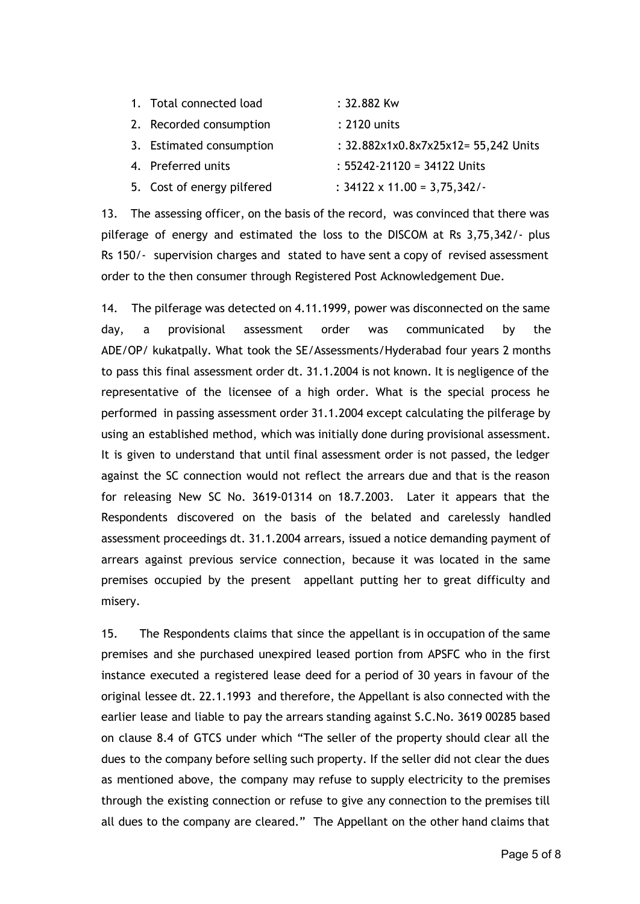1. Total connected load : 32.882 Kw
2. Recorded consumption : 2120 units
3. Estimated consumption : 32.882x1x0.8x7x25x12= 55,242 Units
4. Preferred units : 55242-21120 = 34122 Units
5. Cost of energy pilfered : 34122 x 11.00 = 3,75,342/-

13. The assessing officer, on the basis of the record, was convinced that there was pilferage of energy and estimated the loss to the DISCOM at Rs 3,75,342/- plus Rs 150/- supervision charges and stated to have sent a copy of revised assessment order to the then consumer through Registered Post Acknowledgement Due.

14. The pilferage was detected on 4.11.1999, power was disconnected on the same day, a provisional assessment order was communicated by the ADE/OP/ kukatpally. What took the SE/Assessments/Hyderabad four years 2 months to pass this final assessment order dt. 31.1.2004 is not known. It is negligence of the representative of the licensee of a high order. What is the special process he performed in passing assessment order 31.1.2004 except calculating the pilferage by using an established method, which was initially done during provisional assessment. It is given to understand that until final assessment order is not passed, the ledger against the SC connection would not reflect the arrears due and that is the reason for releasing New SC No. 3619-01314 on 18.7.2003. Later it appears that the Respondents discovered on the basis of the belated and carelessly handled assessment proceedings dt. 31.1.2004 arrears, issued a notice demanding payment of arrears against previous service connection, because it was located in the same premises occupied by the present appellant putting her to great difficulty and misery.

15. The Respondents claims that since the appellant is in occupation of the same premises and she purchased unexpired leased portion from APSFC who in the first instance executed a registered lease deed for a period of 30 years in favour of the original lessee dt. 22.1.1993 and therefore, the Appellant is also connected with the earlier lease and liable to pay the arrears standing against S.C.No. 3619 00285 based on clause 8.4 of GTCS under which "The seller of the property should clear all the dues to the company before selling such property. If the seller did not clear the dues as mentioned above, the company may refuse to supply electricity to the premises through the existing connection or refuse to give any connection to the premises till all dues to the company are cleared." The Appellant on the other hand claims that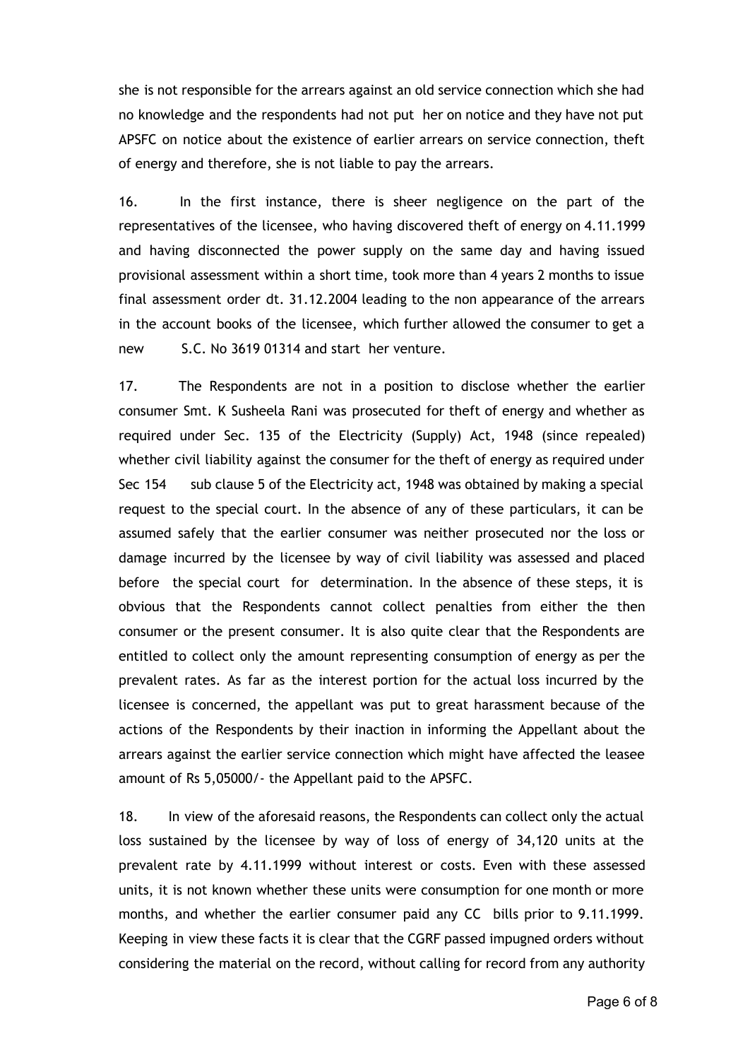she is not responsible for the arrears against an old service connection which she had no knowledge and the respondents had not put her on notice and they have not put APSFC on notice about the existence of earlier arrears on service connection, theft of energy and therefore, she is not liable to pay the arrears.

16. In the first instance, there is sheer negligence on the part of the representatives of the licensee, who having discovered theft of energy on 4.11.1999 and having disconnected the power supply on the same day and having issued provisional assessment within a short time, took more than 4 years 2 months to issue final assessment order dt. 31.12.2004 leading to the non appearance of the arrears in the account books of the licensee, which further allowed the consumer to get a new S.C. No 3619 01314 and start her venture.

17. The Respondents are not in a position to disclose whether the earlier consumer Smt. K Susheela Rani was prosecuted for theft of energy and whether as required under Sec. 135 of the Electricity (Supply) Act, 1948 (since repealed) whether civil liability against the consumer for the theft of energy as required under Sec 154 sub clause 5 of the Electricity act, 1948 was obtained by making a special request to the special court. In the absence of any of these particulars, it can be assumed safely that the earlier consumer was neither prosecuted nor the loss or damage incurred by the licensee by way of civil liability was assessed and placed before the special court for determination. In the absence of these steps, it is obvious that the Respondents cannot collect penalties from either the then consumer or the present consumer. It is also quite clear that the Respondents are entitled to collect only the amount representing consumption of energy as per the prevalent rates. As far as the interest portion for the actual loss incurred by the licensee is concerned, the appellant was put to great harassment because of the actions of the Respondents by their inaction in informing the Appellant about the arrears against the earlier service connection which might have affected the leasee amount of Rs 5,05000/- the Appellant paid to the APSFC.

18. In view of the aforesaid reasons, the Respondents can collect only the actual loss sustained by the licensee by way of loss of energy of 34,120 units at the prevalent rate by 4.11.1999 without interest or costs. Even with these assessed units, it is not known whether these units were consumption for one month or more months, and whether the earlier consumer paid any CC bills prior to 9.11.1999. Keeping in view these facts it is clear that the CGRF passed impugned orders without considering the material on the record, without calling for record from any authority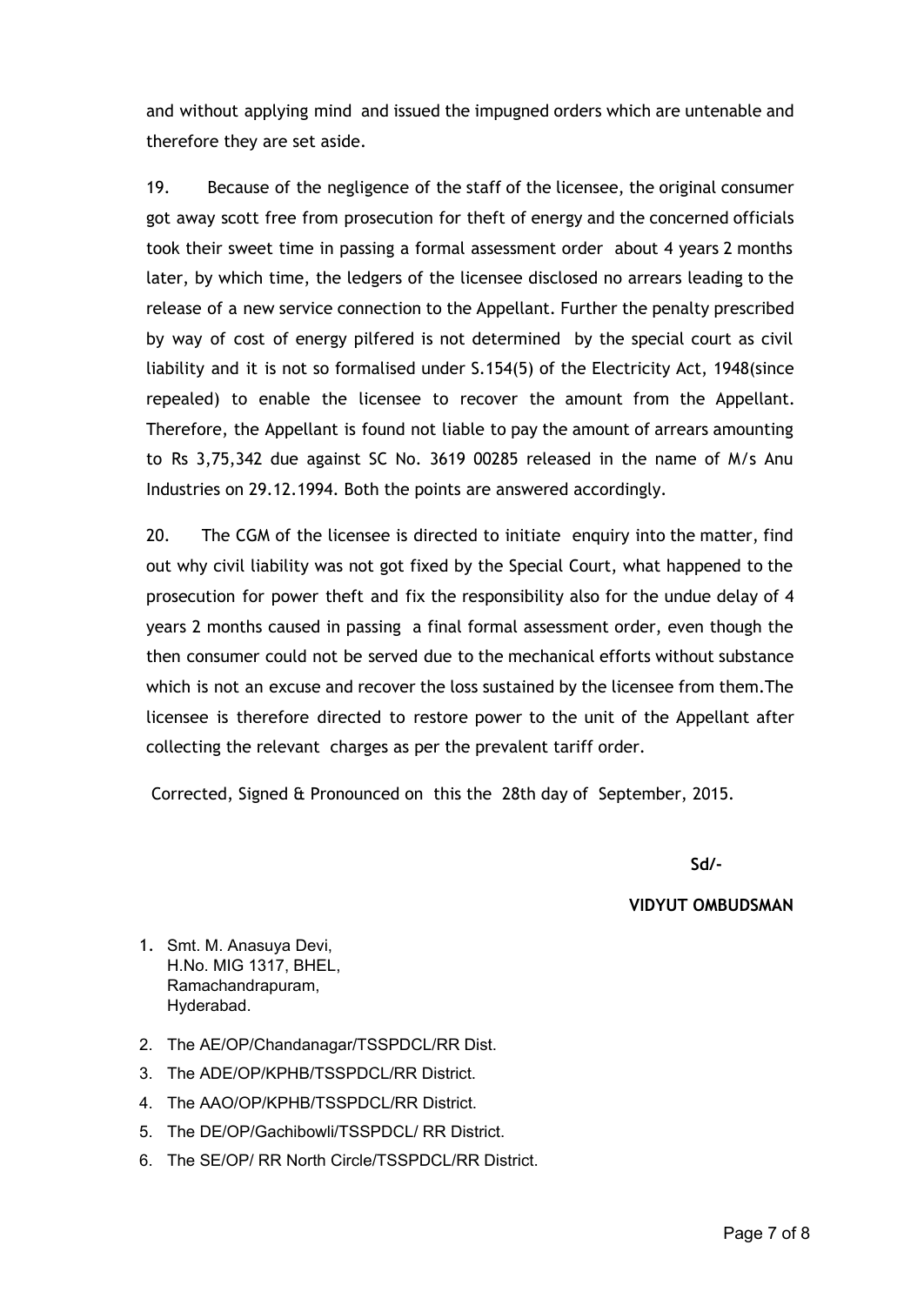and without applying mind and issued the impugned orders which are untenable and therefore they are set aside.

19. Because of the negligence of the staff of the licensee, the original consumer got away scott free from prosecution for theft of energy and the concerned officials took their sweet time in passing a formal assessment order about 4 years 2 months later, by which time, the ledgers of the licensee disclosed no arrears leading to the release of a new service connection to the Appellant. Further the penalty prescribed by way of cost of energy pilfered is not determined by the special court as civil liability and it is not so formalised under S.154(5) of the Electricity Act, 1948(since repealed) to enable the licensee to recover the amount from the Appellant. Therefore, the Appellant is found not liable to pay the amount of arrears amounting to Rs 3,75,342 due against SC No. 3619 00285 released in the name of M/s Anu Industries on 29.12.1994. Both the points are answered accordingly.

20. The CGM of the licensee is directed to initiate enquiry into the matter, find out why civil liability was not got fixed by the Special Court, what happened to the prosecution for power theft and fix the responsibility also for the undue delay of 4 years 2 months caused in passing a final formal assessment order, even though the then consumer could not be served due to the mechanical efforts without substance which is not an excuse and recover the loss sustained by the licensee from them.The licensee is therefore directed to restore power to the unit of the Appellant after collecting the relevant charges as per the prevalent tariff order.

Corrected, Signed & Pronounced on this the 28th day of September, 2015.

**Sd/-**

**VIDYUT OMBUDSMAN**

1. Smt. M. Anasuya Devi,
   H.No. MIG 1317, BHEL,
   Ramachandrapuram,
   Hyderabad.
2. The AE/OP/Chandanagar/TSSPDCL/RR Dist.
3. The ADE/OP/KPHB/TSSPDCL/RR District.
4. The AAO/OP/KPHB/TSSPDCL/RR District.
5. The DE/OP/Gachibowli/TSSPDCL/ RR District.
6. The SE/OP/ RR North Circle/TSSPDCL/RR District.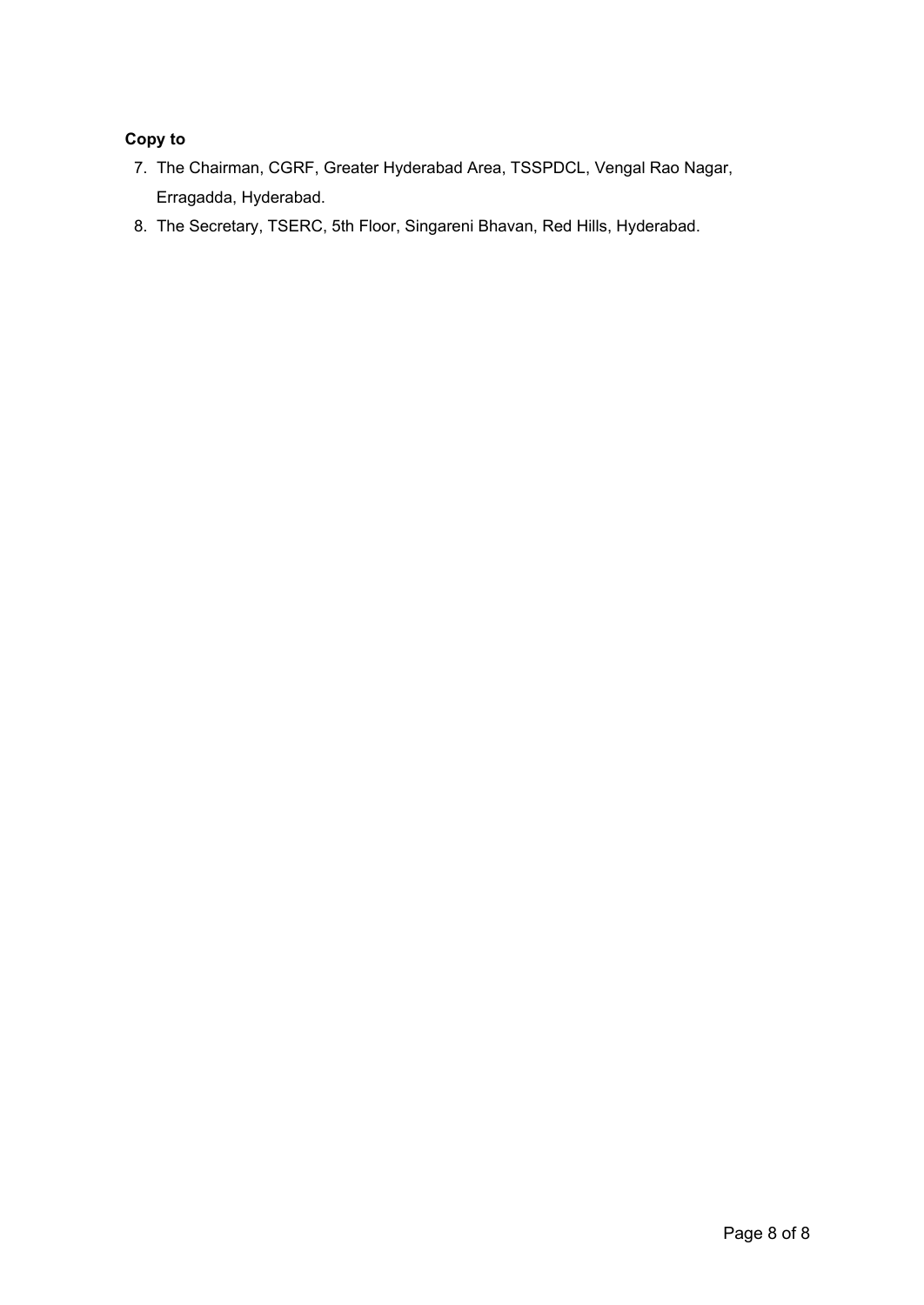**Copy to**

7. The Chairman, CGRF, Greater Hyderabad Area, TSSPDCL, Vengal Rao Nagar, Erragadda, Hyderabad.
8. The Secretary, TSERC, 5th Floor, Singareni Bhavan, Red Hills, Hyderabad.